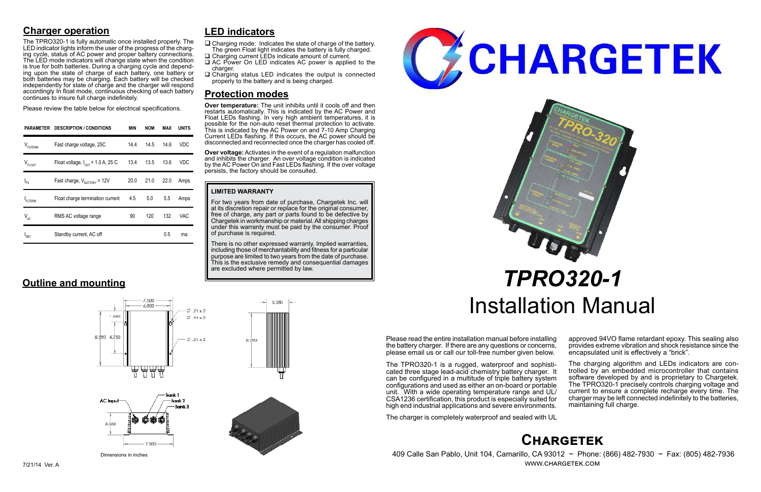## Charger operation

The TPRO320-1 is fully automatic once installed properly. The LED indicator lights inform the user of the progress of the charging cycle, status of AC power and proper battery connections. The LED mode indicators will change state when the condition is true for both batteries. During a charging cycle and depending upon the state of charge of each battery, one battery or both batteries may be charging. Each battery will be checked independently for state of charge and the charger will respond accordingly. In float mode, continuous checking of each battery continues to insure full charge indefinitely.

Please review the table below for electrical specifications.

| PARAMETER | DESCRIPTION / CONDITIONS | MIN | NOM | MAX | UNITS |
|---|---|---|---|---|---|
| $V_{FSTERM}$ | Fast charge voltage, 25C | 14.4 | 14.5 | 14.6 | VDC |
| $V_{FLOAT}$ | Float voltage, $I_{OUT}$ < 1.0 A, 25 C | 13.4 | 13.5 | 13.6 | VDC |
| $I_{FS}$ | Fast charge, $V_{BATTERY}$ = 12V | 20.0 | 21.0 | 22.0 | Amps |
| $I_{FLTERM}$ | Float charge termination current | 4.5 | 5.0 | 5.5 | Amps |
| $V_{AC}$ | RMS AC voltage range | 90 | 120 | 132 | VAC |
| $I_{SBY}$ | Standby current, AC off | | | 0.5 | ma |

## Outline and mounting

Dimensions in inches

## LED indicators

- Charging mode: Indicates the state of charge of the battery. The green Float light indicates the battery is fully charged.
- Charging current LEDs indicate amount of current.
- AC Power On LED indicates AC power is applied to the charger.
- Charging status LED indicates the output is connected properly to the battery and is being charged.

## Protection modes

**Over temperature:** The unit inhibits until it cools off and then restarts automatically. This is indicated by the AC Power and Float LEDs flashing. In very high ambient temperatures, it is possible for the non-auto reset thermal protection to activate. This is indicated by the AC Power on and 7-10 Amp Charging Current LEDs flashing. If this occurs, the AC power should be disconnected and reconnected once the charger has cooled off.

**Over voltage:** Activates in the event of a regulation malfunction and inhibits the charger. An over voltage condition is indicated by the AC Power On and Fast LEDs flashing. If the over voltage persists, the factory should be consulted.

**LIMITED WARRANTY**

For two years from date of purchase, Chargetek Inc. will at its discretion repair or replace for the original consumer, free of charge, any part or parts found to be defective by Chargetek in workmanship or material. All shipping charges under this warranty must be paid by the consumer. Proof of purchase is required.

There is no other expressed warranty. Implied warranties, including those of merchantability and fitness for a particular purpose are limited to two years from the date of purchase. This is the exclusive remedy and consequential damages are excluded where permitted by law.

# CHARGETEK

# *TPRO320-1*

# Installation Manual

Please read the entire installation manual before installing the battery charger. If there are any questions or concerns, please email us or call our toll-free number given below.

The TPRO320-1 is a rugged, waterproof and sophisticated three stage lead-acid chemistry battery charger. It can be configured in a multitude of triple battery system configurations and used as either an on-board or portable unit. With a wide operating temperature range and UL/CSA1236 certification, this product is especially suited for high end industrial applications and severe environments.

The charger is completely waterproof and sealed with UL approved 94VO flame retardant epoxy. This sealing also provides extreme vibration and shock resistance since the encapsulated unit is effectively a "brick".

The charging algorithm and LEDs indicators are controlled by an embedded microcontroller that contains software developed by and is proprietary to Chargetek. The TPRO320-1 precisely controls charging voltage and current to ensure a complete recharge every time. The charger may be left connected indefinitely to the batteries, maintaining full charge.

## Chargetek

409 Calle San Pablo, Unit 104, Camarillo, CA 93012 ~ Phone: (866) 482-7930 ~ Fax: (805) 482-7936

WWW.CHARGETEK.COM

7/21/14 Ver. A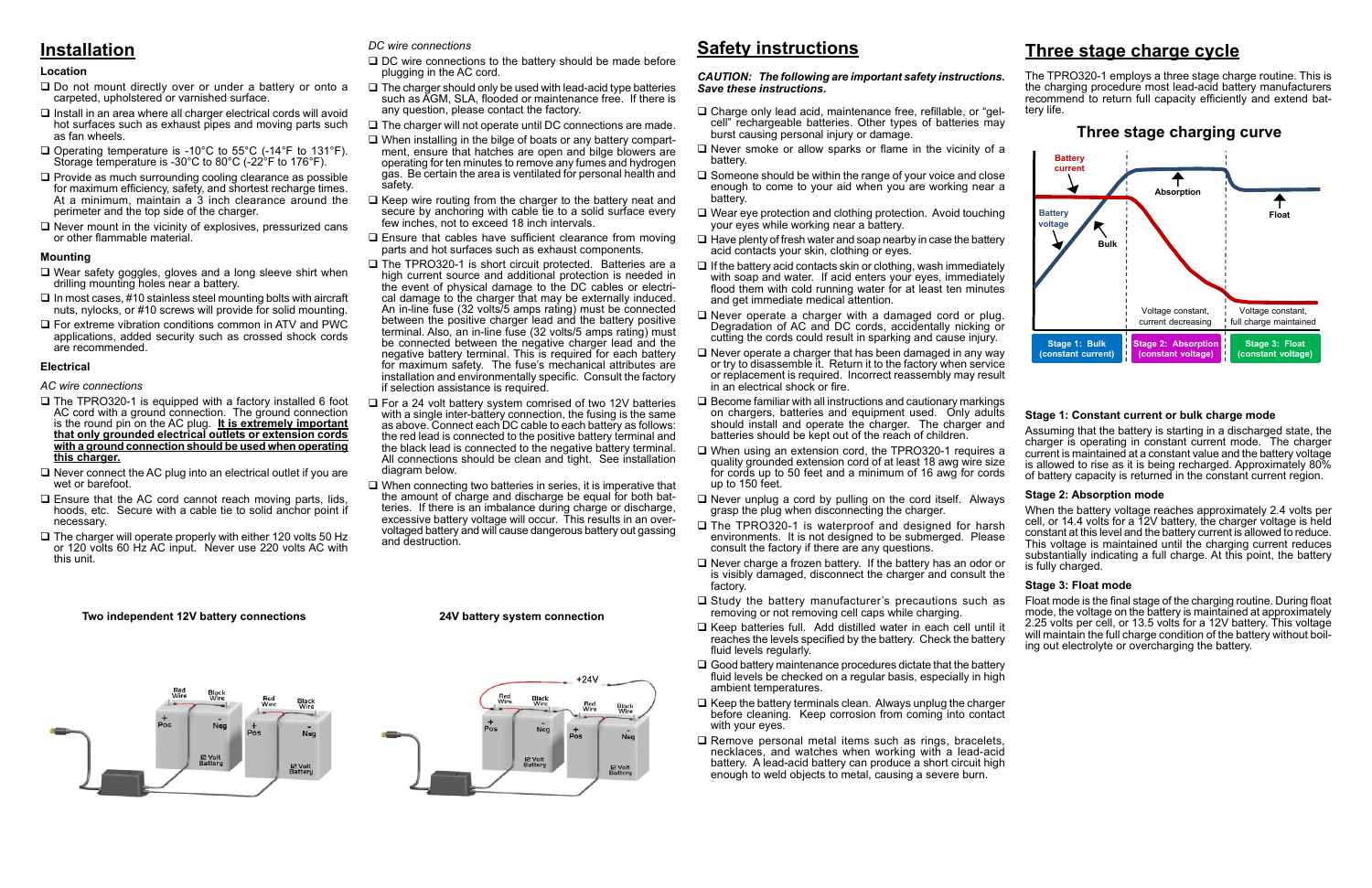## Installation

### Location

- ❑ Do not mount directly over or under a battery or onto a carpeted, upholstered or varnished surface.
- ❑ Install in an area where all charger electrical cords will avoid hot surfaces such as exhaust pipes and moving parts such as fan wheels.
- ❑ Operating temperature is -10°C to 55°C (-14°F to 131°F). Storage temperature is -30°C to 80°C (-22°F to 176°F).
- ❑ Provide as much surrounding cooling clearance as possible for maximum efficiency, safety, and shortest recharge times. At a minimum, maintain a 3 inch clearance around the perimeter and the top side of the charger.
- ❑ Never mount in the vicinity of explosives, pressurized cans or other flammable material.

### Mounting

- ❑ Wear safety goggles, gloves and a long sleeve shirt when drilling mounting holes near a battery.
- ❑ In most cases, #10 stainless steel mounting bolts with aircraft nuts, nylocks, or #10 screws will provide for solid mounting.
- ❑ For extreme vibration conditions common in ATV and PWC applications, added security such as crossed shock cords are recommended.

### Electrical

*AC wire connections*

- ❑ The TPRO320-1 is equipped with a factory installed 6 foot AC cord with a ground connection. The ground connection is the round pin on the AC plug. **It is extremely important that only grounded electrical outlets or extension cords with a ground connection should be used when operating this charger.**
- ❑ Never connect the AC plug into an electrical outlet if you are wet or barefoot.
- ❑ Ensure that the AC cord cannot reach moving parts, lids, hoods, etc. Secure with a cable tie to solid anchor point if necessary.
- ❑ The charger will operate properly with either 120 volts 50 Hz or 120 volts 60 Hz AC input. Never use 220 volts AC with this unit.

*DC wire connections*

- ❑ DC wire connections to the battery should be made before plugging in the AC cord.
- ❑ The charger should only be used with lead-acid type batteries such as AGM, SLA, flooded or maintenance free. If there is any question, please contact the factory.
- ❑ The charger will not operate until DC connections are made.
- ❑ When installing in the bilge of boats or any battery compartment, ensure that hatches are open and bilge blowers are operating for ten minutes to remove any fumes and hydrogen gas. Be certain the area is ventilated for personal health and safety.
- ❑ Keep wire routing from the charger to the battery neat and secure by anchoring with cable tie to a solid surface every few inches, not to exceed 18 inch intervals.
- ❑ Ensure that cables have sufficient clearance from moving parts and hot surfaces such as exhaust components.
- ❑ The TPRO320-1 is short circuit protected. Batteries are a high current source and additional protection is needed in the event of physical damage to the DC cables or electrical damage to the charger that may be externally induced. An in-line fuse (32 volts/5 amps rating) must be connected between the positive charger lead and the battery positive terminal. Also, an in-line fuse (32 volts/5 amps rating) must be connected between the negative charger lead and the negative battery terminal. This is required for each battery for maximum safety. The fuse's mechanical attributes are installation and environmentally specific. Consult the factory if selection assistance is required.
- ❑ For a 24 volt battery system comrised of two 12V batteries with a single inter-battery connection, the fusing is the same as above. Connect each DC cable to each battery as follows: the red lead is connected to the positive battery terminal and the black lead is connected to the negative battery terminal. All connections should be clean and tight. See installation diagram below.
- ❑ When connecting two batteries in series, it is imperative that the amount of charge and discharge be equal for both batteries. If there is an imbalance during charge or discharge, excessive battery voltage will occur. This results in an overvoltaged battery and will cause dangerous battery out gassing and destruction.

**Two independent 12V battery connections**

Red Wire
Black Wire
+ Pos
- Neg
12 Volt Battery
Red Wire
Black Wire
+ Pos
- Neg
12 Volt Battery

**24V battery system connection**

+24V
Red Wire
Black Wire
+ Pos
- Neg
12 Volt Battery
Red Wire
Black Wire
+ Pos
- Neg
12 Volt Battery

## Safety instructions

***CAUTION: The following are important safety instructions. Save these instructions.***

- ❑ Charge only lead acid, maintenance free, refillable, or "gel-cell" rechargeable batteries. Other types of batteries may burst causing personal injury or damage.
- ❑ Never smoke or allow sparks or flame in the vicinity of a battery.
- ❑ Someone should be within the range of your voice and close enough to come to your aid when you are working near a battery.
- ❑ Wear eye protection and clothing protection. Avoid touching your eyes while working near a battery.
- ❑ Have plenty of fresh water and soap nearby in case the battery acid contacts your skin, clothing or eyes.
- ❑ If the battery acid contacts skin or clothing, wash immediately with soap and water. If acid enters your eyes, immediately flood them with cold running water for at least ten minutes and get immediate medical attention.
- ❑ Never operate a charger with a damaged cord or plug. Degradation of AC and DC cords, accidentally nicking or cutting the cords could result in sparking and cause injury.
- ❑ Never operate a charger that has been damaged in any way or try to disassemble it. Return it to the factory when service or replacement is required. Incorrect reassembly may result in an electrical shock or fire.
- ❑ Become familiar with all instructions and cautionary markings on chargers, batteries and equipment used. Only adults should install and operate the charger. The charger and batteries should be kept out of the reach of children.
- ❑ When using an extension cord, the TPRO320-1 requires a quality grounded extension cord of at least 18 awg wire size for cords up to 50 feet and a minimum of 16 awg for cords up to 150 feet.
- ❑ Never unplug a cord by pulling on the cord itself. Always grasp the plug when disconnecting the charger.
- ❑ The TPRO320-1 is waterproof and designed for harsh environments. It is not designed to be submerged. Please consult the factory if there are any questions.
- ❑ Never charge a frozen battery. If the battery has an odor or is visibly damaged, disconnect the charger and consult the factory.
- ❑ Study the battery manufacturer's precautions such as removing or not removing cell caps while charging.
- ❑ Keep batteries full. Add distilled water in each cell until it reaches the levels specified by the battery. Check the battery fluid levels regularly.
- ❑ Good battery maintenance procedures dictate that the battery fluid levels be checked on a regular basis, especially in high ambient temperatures.
- ❑ Keep the battery terminals clean. Always unplug the charger before cleaning. Keep corrosion from coming into contact with your eyes.
- ❑ Remove personal metal items such as rings, bracelets, necklaces, and watches when working with a lead-acid battery. A lead-acid battery can produce a short circuit high enough to weld objects to metal, causing a severe burn.

## Three stage charge cycle

The TPRO320-1 employs a three stage charge routine. This is the charging procedure most lead-acid battery manufacturers recommend to return full capacity efficiently and extend battery life.

### Three stage charging curve

Battery current
Battery voltage
Bulk
Absorption
Float
Voltage constant, current decreasing
Voltage constant, full charge maintained
Stage 1: Bulk (constant current)
Stage 2: Absorption (constant voltage)
Stage 3: Float (constant voltage)

**Stage 1: Constant current or bulk charge mode**

Assuming that the battery is starting in a discharged state, the charger is operating in constant current mode. The charger current is maintained at a constant value and the battery voltage is allowed to rise as it is being recharged. Approximately 80% of battery capacity is returned in the constant current region.

**Stage 2: Absorption mode**

When the battery voltage reaches approximately 2.4 volts per cell, or 14.4 volts for a 12V battery, the charger voltage is held constant at this level and the battery current is allowed to reduce. This voltage is maintained until the charging current reduces substantially indicating a full charge. At this point, the battery is fully charged.

**Stage 3: Float mode**

Float mode is the final stage of the charging routine. During float mode, the voltage on the battery is maintained at approximately 2.25 volts per cell, or 13.5 volts for a 12V battery. This voltage will maintain the full charge condition of the battery without boiling out electrolyte or overcharging the battery.